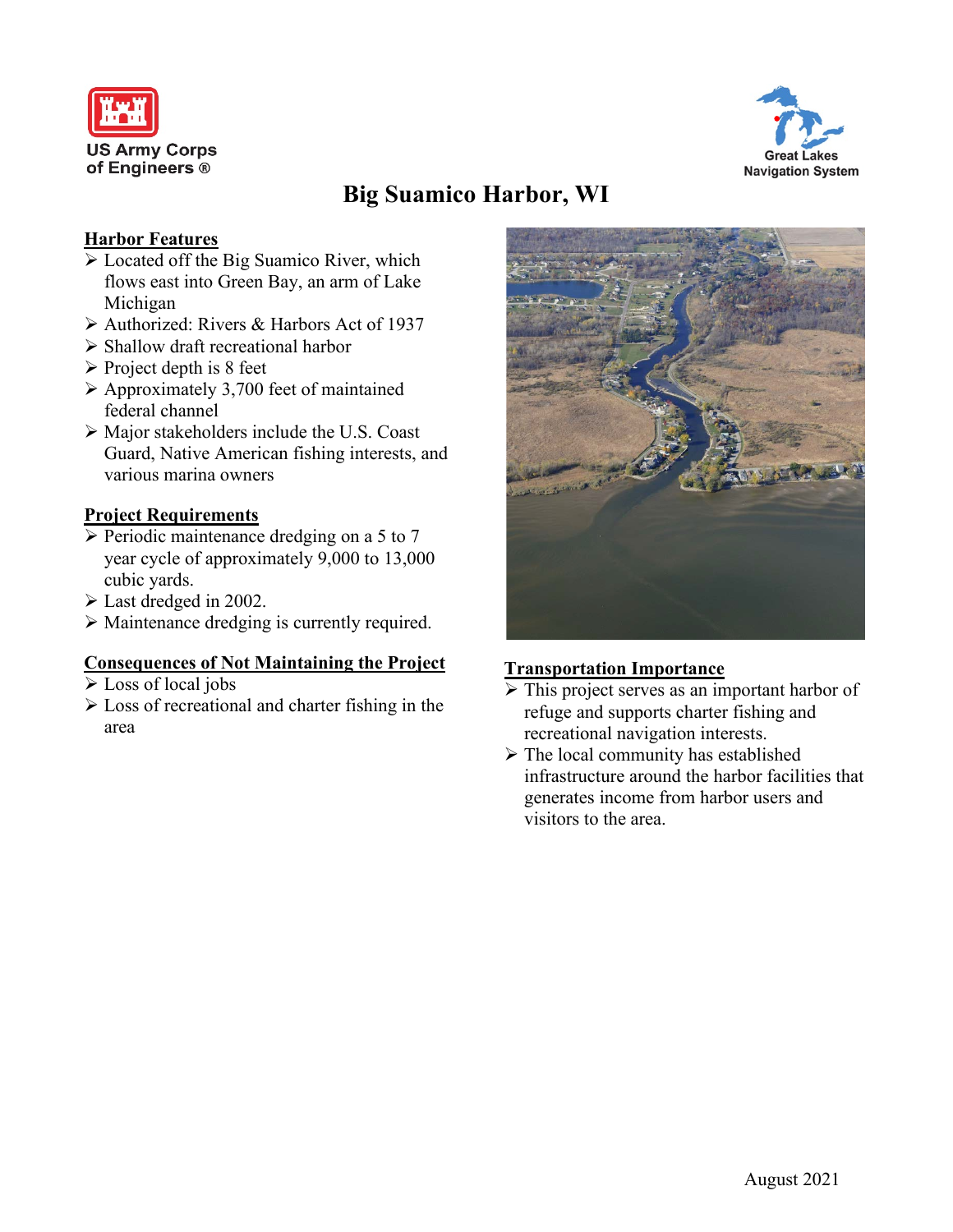US Army Corps of Engineers ®

Great Lakes Navigation System

# Big Suamico Harbor, WI

## Harbor Features

- Located off the Big Suamico River, which flows east into Green Bay, an arm of Lake Michigan
- Authorized: Rivers & Harbors Act of 1937
- Shallow draft recreational harbor
- Project depth is 8 feet
- Approximately 3,700 feet of maintained federal channel
- Major stakeholders include the U.S. Coast Guard, Native American fishing interests, and various marina owners

## Project Requirements

- Periodic maintenance dredging on a 5 to 7 year cycle of approximately 9,000 to 13,000 cubic yards.
- Last dredged in 2002.
- Maintenance dredging is currently required.

## Consequences of Not Maintaining the Project

- Loss of local jobs
- Loss of recreational and charter fishing in the area

## Transportation Importance

- This project serves as an important harbor of refuge and supports charter fishing and recreational navigation interests.
- The local community has established infrastructure around the harbor facilities that generates income from harbor users and visitors to the area.

August 2021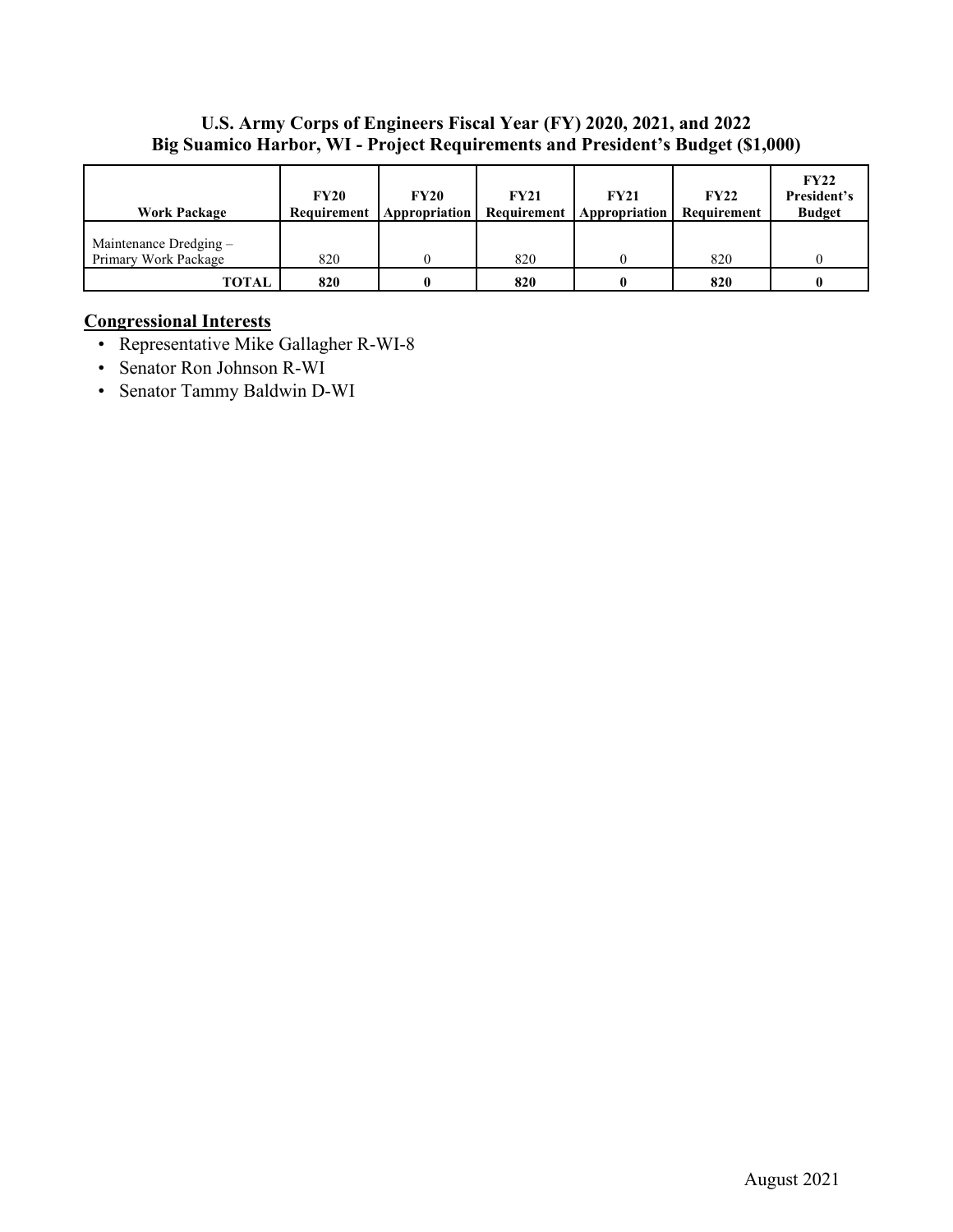## U.S. Army Corps of Engineers Fiscal Year (FY) 2020, 2021, and 2022
## Big Suamico Harbor, WI - Project Requirements and President's Budget ($1,000)

| Work Package | FY20 Requirement | FY20 Appropriation | FY21 Requirement | FY21 Appropriation | FY22 Requirement | FY22 President's Budget |
|---|---|---|---|---|---|---|
| Maintenance Dredging – Primary Work Package | 820 | 0 | 820 | 0 | 820 | 0 |
| **TOTAL** | **820** | **0** | **820** | **0** | **820** | **0** |

**Congressional Interests**

- Representative Mike Gallagher R-WI-8
- Senator Ron Johnson R-WI
- Senator Tammy Baldwin D-WI

August 2021